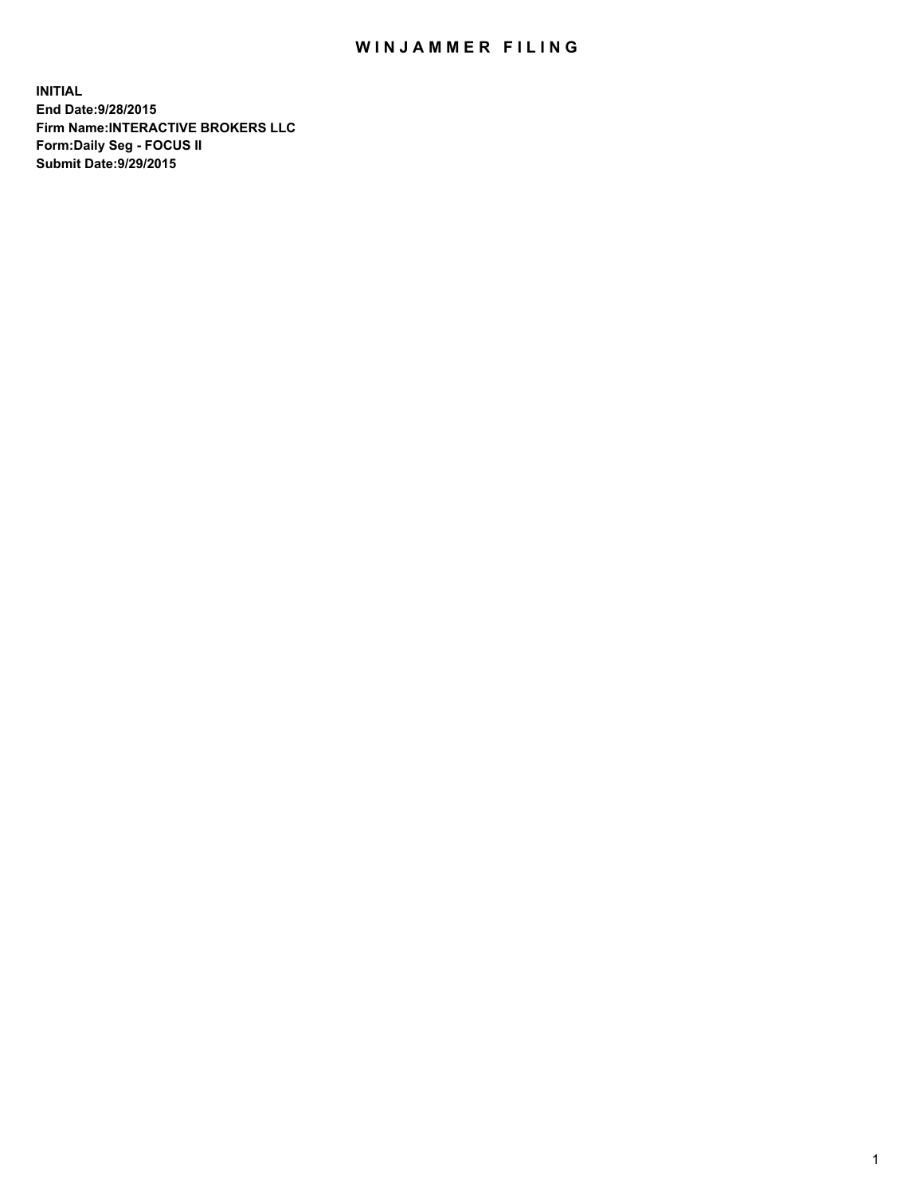# WINJAMMER FILING

**INITIAL**
**End Date:9/28/2015**
**Firm Name:INTERACTIVE BROKERS LLC**
**Form:Daily Seg - FOCUS II**
**Submit Date:9/29/2015**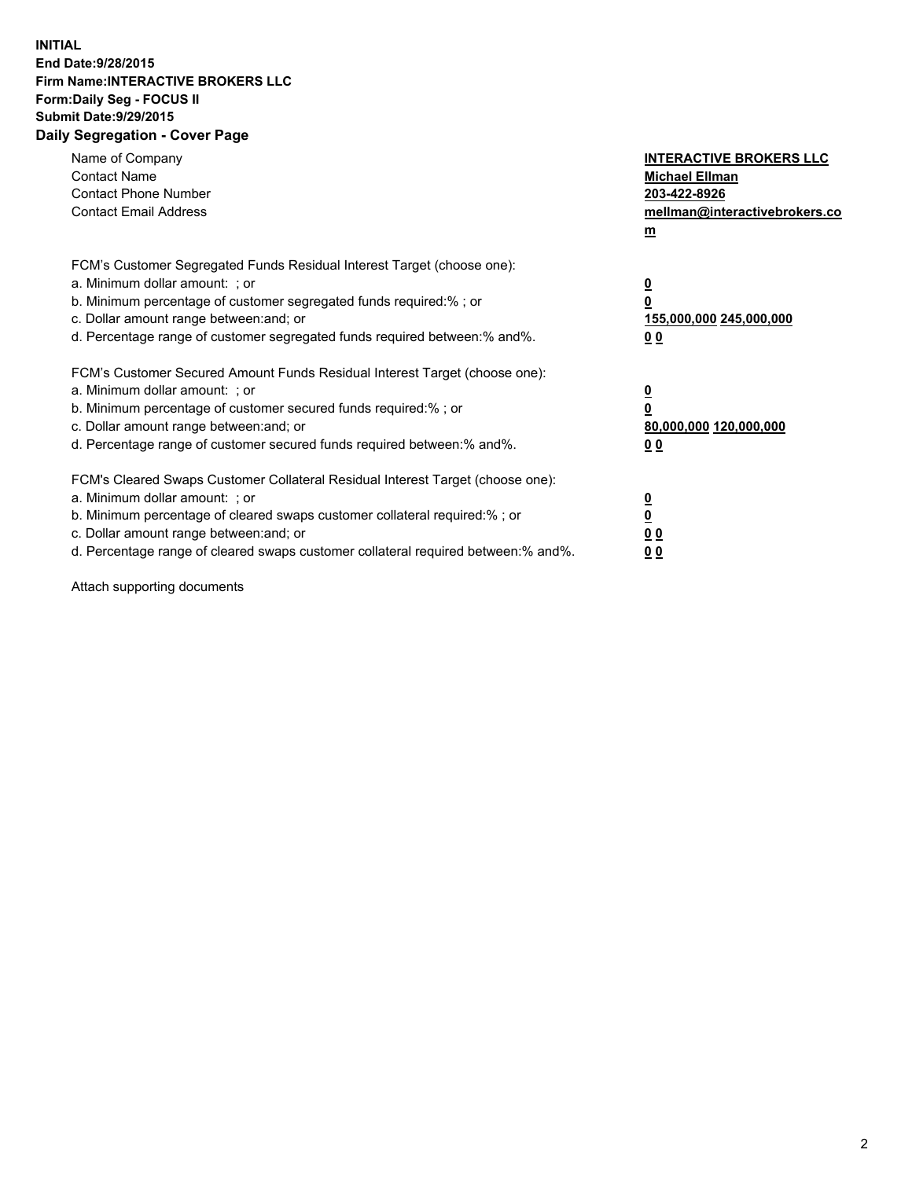**INITIAL**
**End Date:9/28/2015**
**Firm Name:INTERACTIVE BROKERS LLC**
**Form:Daily Seg - FOCUS II**
**Submit Date:9/29/2015**

## Daily Segregation - Cover Page

| | |
|---|---|
| Name of Company | **INTERACTIVE BROKERS LLC** |
| Contact Name | **Michael Ellman** |
| Contact Phone Number | **203-422-8926** |
| Contact Email Address | **mellman@interactivebrokers.com** |

FCM's Customer Segregated Funds Residual Interest Target (choose one):

| | |
|---|---|
| a. Minimum dollar amount: ; or | **0** |
| b. Minimum percentage of customer segregated funds required:% ; or | **0** |
| c. Dollar amount range between:and; or | **155,000,000 245,000,000** |
| d. Percentage range of customer segregated funds required between:% and%. | **0 0** |

FCM's Customer Secured Amount Funds Residual Interest Target (choose one):

| | |
|---|---|
| a. Minimum dollar amount: ; or | **0** |
| b. Minimum percentage of customer secured funds required:% ; or | **0** |
| c. Dollar amount range between:and; or | **80,000,000 120,000,000** |
| d. Percentage range of customer secured funds required between:% and%. | **0 0** |

FCM's Cleared Swaps Customer Collateral Residual Interest Target (choose one):

| | |
|---|---|
| a. Minimum dollar amount: ; or | **0** |
| b. Minimum percentage of cleared swaps customer collateral required:% ; or | **0** |
| c. Dollar amount range between:and; or | **0 0** |
| d. Percentage range of cleared swaps customer collateral required between:% and%. | **0 0** |

Attach supporting documents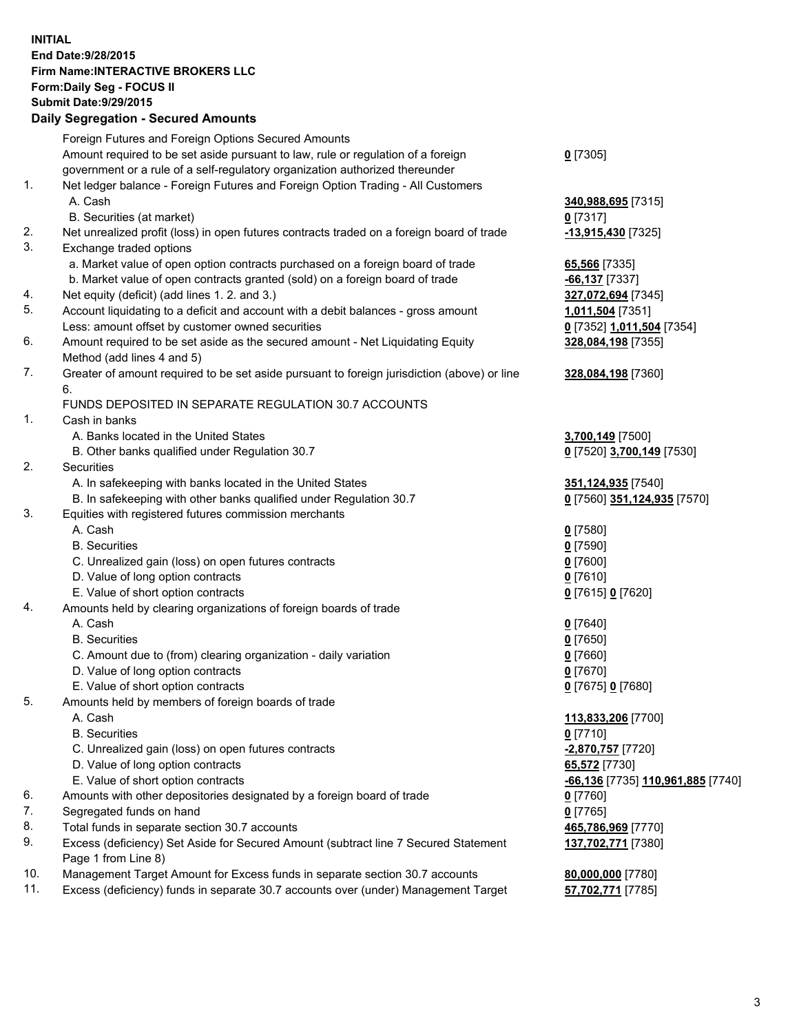**INITIAL**
**End Date:9/28/2015**
**Firm Name:INTERACTIVE BROKERS LLC**
**Form:Daily Seg - FOCUS II**
**Submit Date:9/29/2015**

## Daily Segregation - Secured Amounts

| | | |
|---|---|---|
| | Foreign Futures and Foreign Options Secured Amounts | |
| | Amount required to be set aside pursuant to law, rule or regulation of a foreign government or a rule of a self-regulatory organization authorized thereunder | **0** [7305] |
| 1. | Net ledger balance - Foreign Futures and Foreign Option Trading - All Customers | |
| | A. Cash | **340,988,695** [7315] |
| | B. Securities (at market) | **0** [7317] |
| 2. | Net unrealized profit (loss) in open futures contracts traded on a foreign board of trade | **-13,915,430** [7325] |
| 3. | Exchange traded options | |
| | a. Market value of open option contracts purchased on a foreign board of trade | **65,566** [7335] |
| | b. Market value of open contracts granted (sold) on a foreign board of trade | **-66,137** [7337] |
| 4. | Net equity (deficit) (add lines 1. 2. and 3.) | **327,072,694** [7345] |
| 5. | Account liquidating to a deficit and account with a debit balances - gross amount | **1,011,504** [7351] |
| | Less: amount offset by customer owned securities | **0** [7352] **1,011,504** [7354] |
| 6. | Amount required to be set aside as the secured amount - Net Liquidating Equity Method (add lines 4 and 5) | **328,084,198** [7355] |
| 7. | Greater of amount required to be set aside pursuant to foreign jurisdiction (above) or line 6. | **328,084,198** [7360] |
| | FUNDS DEPOSITED IN SEPARATE REGULATION 30.7 ACCOUNTS | |
| 1. | Cash in banks | |
| | A. Banks located in the United States | **3,700,149** [7500] |
| | B. Other banks qualified under Regulation 30.7 | **0** [7520] **3,700,149** [7530] |
| 2. | Securities | |
| | A. In safekeeping with banks located in the United States | **351,124,935** [7540] |
| | B. In safekeeping with other banks qualified under Regulation 30.7 | **0** [7560] **351,124,935** [7570] |
| 3. | Equities with registered futures commission merchants | |
| | A. Cash | **0** [7580] |
| | B. Securities | **0** [7590] |
| | C. Unrealized gain (loss) on open futures contracts | **0** [7600] |
| | D. Value of long option contracts | **0** [7610] |
| | E. Value of short option contracts | **0** [7615] **0** [7620] |
| 4. | Amounts held by clearing organizations of foreign boards of trade | |
| | A. Cash | **0** [7640] |
| | B. Securities | **0** [7650] |
| | C. Amount due to (from) clearing organization - daily variation | **0** [7660] |
| | D. Value of long option contracts | **0** [7670] |
| | E. Value of short option contracts | **0** [7675] **0** [7680] |
| 5. | Amounts held by members of foreign boards of trade | |
| | A. Cash | **113,833,206** [7700] |
| | B. Securities | **0** [7710] |
| | C. Unrealized gain (loss) on open futures contracts | **-2,870,757** [7720] |
| | D. Value of long option contracts | **65,572** [7730] |
| | E. Value of short option contracts | **-66,136** [7735] **110,961,885** [7740] |
| 6. | Amounts with other depositories designated by a foreign board of trade | **0** [7760] |
| 7. | Segregated funds on hand | **0** [7765] |
| 8. | Total funds in separate section 30.7 accounts | **465,786,969** [7770] |
| 9. | Excess (deficiency) Set Aside for Secured Amount (subtract line 7 Secured Statement Page 1 from Line 8) | **137,702,771** [7380] |
| 10. | Management Target Amount for Excess funds in separate section 30.7 accounts | **80,000,000** [7780] |
| 11. | Excess (deficiency) funds in separate 30.7 accounts over (under) Management Target | **57,702,771** [7785] |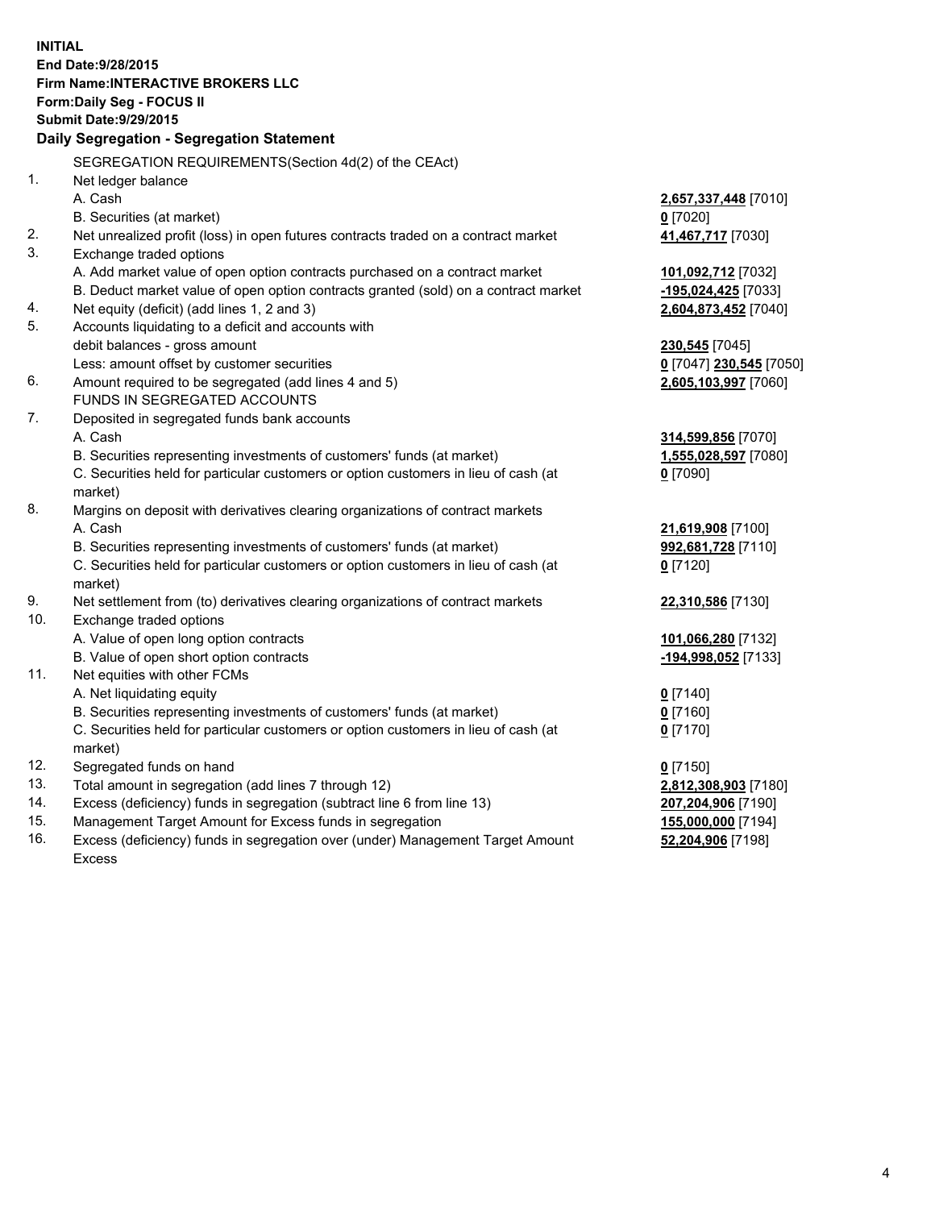**INITIAL**
**End Date:9/28/2015**
**Firm Name:INTERACTIVE BROKERS LLC**
**Form:Daily Seg - FOCUS II**
**Submit Date:9/29/2015**

**Daily Segregation - Segregation Statement**

| | | |
|---|---|---|
| | SEGREGATION REQUIREMENTS(Section 4d(2) of the CEAct) | |
| 1. | Net ledger balance | |
| | A. Cash | **2,657,337,448** [7010] |
| | B. Securities (at market) | **0** [7020] |
| 2. | Net unrealized profit (loss) in open futures contracts traded on a contract market | **41,467,717** [7030] |
| 3. | Exchange traded options | |
| | A. Add market value of open option contracts purchased on a contract market | **101,092,712** [7032] |
| | B. Deduct market value of open option contracts granted (sold) on a contract market | **-195,024,425** [7033] |
| 4. | Net equity (deficit) (add lines 1, 2 and 3) | **2,604,873,452** [7040] |
| 5. | Accounts liquidating to a deficit and accounts with | |
| | debit balances - gross amount | **230,545** [7045] |
| | Less: amount offset by customer securities | **0** [7047] **230,545** [7050] |
| 6. | Amount required to be segregated (add lines 4 and 5) | **2,605,103,997** [7060] |
| | FUNDS IN SEGREGATED ACCOUNTS | |
| 7. | Deposited in segregated funds bank accounts | |
| | A. Cash | **314,599,856** [7070] |
| | B. Securities representing investments of customers' funds (at market) | **1,555,028,597** [7080] |
| | C. Securities held for particular customers or option customers in lieu of cash (at market) | **0** [7090] |
| 8. | Margins on deposit with derivatives clearing organizations of contract markets | |
| | A. Cash | **21,619,908** [7100] |
| | B. Securities representing investments of customers' funds (at market) | **992,681,728** [7110] |
| | C. Securities held for particular customers or option customers in lieu of cash (at market) | **0** [7120] |
| 9. | Net settlement from (to) derivatives clearing organizations of contract markets | **22,310,586** [7130] |
| 10. | Exchange traded options | |
| | A. Value of open long option contracts | **101,066,280** [7132] |
| | B. Value of open short option contracts | **-194,998,052** [7133] |
| 11. | Net equities with other FCMs | |
| | A. Net liquidating equity | **0** [7140] |
| | B. Securities representing investments of customers' funds (at market) | **0** [7160] |
| | C. Securities held for particular customers or option customers in lieu of cash (at market) | **0** [7170] |
| 12. | Segregated funds on hand | **0** [7150] |
| 13. | Total amount in segregation (add lines 7 through 12) | **2,812,308,903** [7180] |
| 14. | Excess (deficiency) funds in segregation (subtract line 6 from line 13) | **207,204,906** [7190] |
| 15. | Management Target Amount for Excess funds in segregation | **155,000,000** [7194] |
| 16. | Excess (deficiency) funds in segregation over (under) Management Target Amount Excess | **52,204,906** [7198] |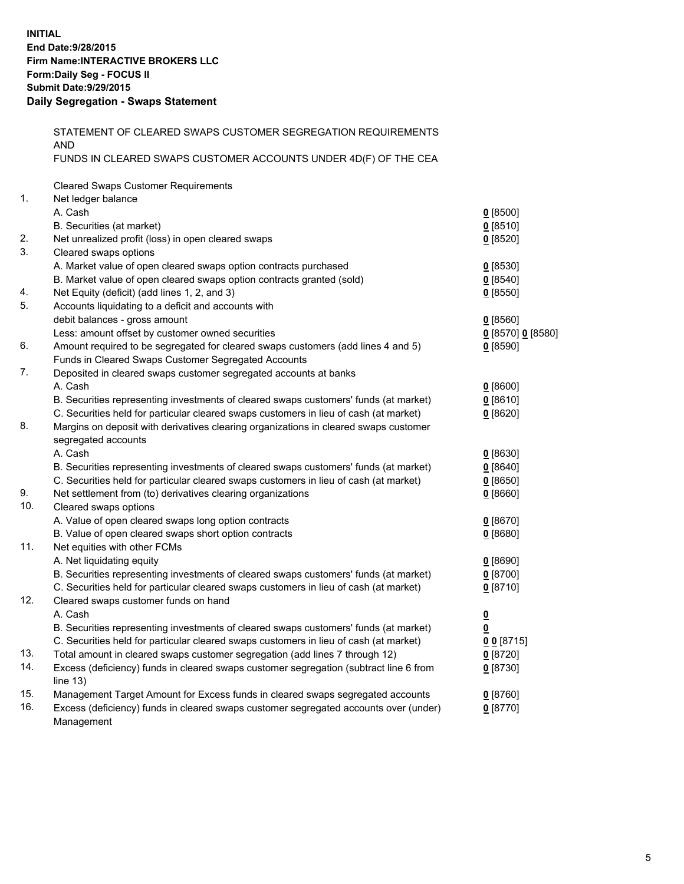**INITIAL**
**End Date:9/28/2015**
**Firm Name:INTERACTIVE BROKERS LLC**
**Form:Daily Seg - FOCUS II**
**Submit Date:9/29/2015**
**Daily Segregation - Swaps Statement**

STATEMENT OF CLEARED SWAPS CUSTOMER SEGREGATION REQUIREMENTS
AND
FUNDS IN CLEARED SWAPS CUSTOMER ACCOUNTS UNDER 4D(F) OF THE CEA

| | | |
|---|---|---|
| | Cleared Swaps Customer Requirements | |
| 1. | Net ledger balance | |
| | A. Cash | 0 [8500] |
| | B. Securities (at market) | 0 [8510] |
| 2. | Net unrealized profit (loss) in open cleared swaps | 0 [8520] |
| 3. | Cleared swaps options | |
| | A. Market value of open cleared swaps option contracts purchased | 0 [8530] |
| | B. Market value of open cleared swaps option contracts granted (sold) | 0 [8540] |
| 4. | Net Equity (deficit) (add lines 1, 2, and 3) | 0 [8550] |
| 5. | Accounts liquidating to a deficit and accounts with | |
| | debit balances - gross amount | 0 [8560] |
| | Less: amount offset by customer owned securities | 0 [8570] 0 [8580] |
| 6. | Amount required to be segregated for cleared swaps customers (add lines 4 and 5) | 0 [8590] |
| | Funds in Cleared Swaps Customer Segregated Accounts | |
| 7. | Deposited in cleared swaps customer segregated accounts at banks | |
| | A. Cash | 0 [8600] |
| | B. Securities representing investments of cleared swaps customers' funds (at market) | 0 [8610] |
| | C. Securities held for particular cleared swaps customers in lieu of cash (at market) | 0 [8620] |
| 8. | Margins on deposit with derivatives clearing organizations in cleared swaps customer segregated accounts | |
| | A. Cash | 0 [8630] |
| | B. Securities representing investments of cleared swaps customers' funds (at market) | 0 [8640] |
| | C. Securities held for particular cleared swaps customers in lieu of cash (at market) | 0 [8650] |
| 9. | Net settlement from (to) derivatives clearing organizations | 0 [8660] |
| 10. | Cleared swaps options | |
| | A. Value of open cleared swaps long option contracts | 0 [8670] |
| | B. Value of open cleared swaps short option contracts | 0 [8680] |
| 11. | Net equities with other FCMs | |
| | A. Net liquidating equity | 0 [8690] |
| | B. Securities representing investments of cleared swaps customers' funds (at market) | 0 [8700] |
| | C. Securities held for particular cleared swaps customers in lieu of cash (at market) | 0 [8710] |
| 12. | Cleared swaps customer funds on hand | |
| | A. Cash | 0 |
| | B. Securities representing investments of cleared swaps customers' funds (at market) | 0 |
| | C. Securities held for particular cleared swaps customers in lieu of cash (at market) | 0 0 [8715] |
| 13. | Total amount in cleared swaps customer segregation (add lines 7 through 12) | 0 [8720] |
| 14. | Excess (deficiency) funds in cleared swaps customer segregation (subtract line 6 from line 13) | 0 [8730] |
| 15. | Management Target Amount for Excess funds in cleared swaps segregated accounts | 0 [8760] |
| 16. | Excess (deficiency) funds in cleared swaps customer segregated accounts over (under) Management | 0 [8770] |